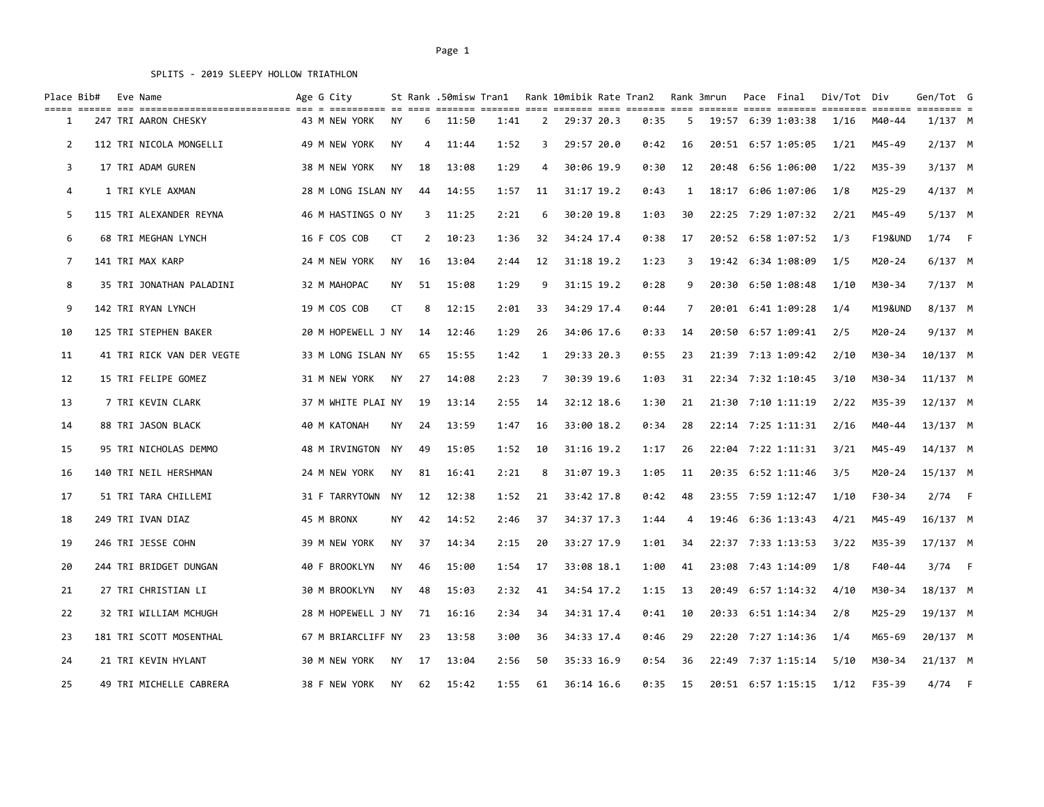SPLITS - 2019 SLEEPY HOLLOW TRIATHLON

| Place | Bib# | Eve | Name | Age | G | City | St | Rank | .50misw | Tran1 | Rank | 10mibik | Rate | Tran2 | Rank | 3mrun | Pace | Final | Div/Tot | Div | Gen/Tot | G |
|---|---|---|---|---|---|---|---|---|---|---|---|---|---|---|---|---|---|---|---|---|---|---|
| 1 | 247 | TRI | AARON CHESKY | 43 | M | NEW YORK | NY | 6 | 11:50 | 1:41 | 2 | 29:37 | 20.3 | 0:35 | 5 | 19:57 | 6:39 | 1:03:38 | 1/16 | M40-44 | 1/137 | M |
| 2 | 112 | TRI | NICOLA MONGELLI | 49 | M | NEW YORK | NY | 4 | 11:44 | 1:52 | 3 | 29:57 | 20.0 | 0:42 | 16 | 20:51 | 6:57 | 1:05:05 | 1/21 | M45-49 | 2/137 | M |
| 3 | 17 | TRI | ADAM GUREN | 38 | M | NEW YORK | NY | 18 | 13:08 | 1:29 | 4 | 30:06 | 19.9 | 0:30 | 12 | 20:48 | 6:56 | 1:06:00 | 1/22 | M35-39 | 3/137 | M |
| 4 | 1 | TRI | KYLE AXMAN | 28 | M | LONG ISLAN | NY | 44 | 14:55 | 1:57 | 11 | 31:17 | 19.2 | 0:43 | 1 | 18:17 | 6:06 | 1:07:06 | 1/8 | M25-29 | 4/137 | M |
| 5 | 115 | TRI | ALEXANDER REYNA | 46 | M | HASTINGS O | NY | 3 | 11:25 | 2:21 | 6 | 30:20 | 19.8 | 1:03 | 30 | 22:25 | 7:29 | 1:07:32 | 2/21 | M45-49 | 5/137 | M |
| 6 | 68 | TRI | MEGHAN LYNCH | 16 | F | COS COB | CT | 2 | 10:23 | 1:36 | 32 | 34:24 | 17.4 | 0:38 | 17 | 20:52 | 6:58 | 1:07:52 | 1/3 | F19&UND | 1/74 | F |
| 7 | 141 | TRI | MAX KARP | 24 | M | NEW YORK | NY | 16 | 13:04 | 2:44 | 12 | 31:18 | 19.2 | 1:23 | 3 | 19:42 | 6:34 | 1:08:09 | 1/5 | M20-24 | 6/137 | M |
| 8 | 35 | TRI | JONATHAN PALADINI | 32 | M | MAHOPAC | NY | 51 | 15:08 | 1:29 | 9 | 31:15 | 19.2 | 0:28 | 9 | 20:30 | 6:50 | 1:08:48 | 1/10 | M30-34 | 7/137 | M |
| 9 | 142 | TRI | RYAN LYNCH | 19 | M | COS COB | CT | 8 | 12:15 | 2:01 | 33 | 34:29 | 17.4 | 0:44 | 7 | 20:01 | 6:41 | 1:09:28 | 1/4 | M19&UND | 8/137 | M |
| 10 | 125 | TRI | STEPHEN BAKER | 20 | M | HOPEWELL J | NY | 14 | 12:46 | 1:29 | 26 | 34:06 | 17.6 | 0:33 | 14 | 20:50 | 6:57 | 1:09:41 | 2/5 | M20-24 | 9/137 | M |
| 11 | 41 | TRI | RICK VAN DER VEGTE | 33 | M | LONG ISLAN | NY | 65 | 15:55 | 1:42 | 1 | 29:33 | 20.3 | 0:55 | 23 | 21:39 | 7:13 | 1:09:42 | 2/10 | M30-34 | 10/137 | M |
| 12 | 15 | TRI | FELIPE GOMEZ | 31 | M | NEW YORK | NY | 27 | 14:08 | 2:23 | 7 | 30:39 | 19.6 | 1:03 | 31 | 22:34 | 7:32 | 1:10:45 | 3/10 | M30-34 | 11/137 | M |
| 13 | 7 | TRI | KEVIN CLARK | 37 | M | WHITE PLAI | NY | 19 | 13:14 | 2:55 | 14 | 32:12 | 18.6 | 1:30 | 21 | 21:30 | 7:10 | 1:11:19 | 2/22 | M35-39 | 12/137 | M |
| 14 | 88 | TRI | JASON BLACK | 40 | M | KATONAH | NY | 24 | 13:59 | 1:47 | 16 | 33:00 | 18.2 | 0:34 | 28 | 22:14 | 7:25 | 1:11:31 | 2/16 | M40-44 | 13/137 | M |
| 15 | 95 | TRI | NICHOLAS DEMMO | 48 | M | IRVINGTON | NY | 49 | 15:05 | 1:52 | 10 | 31:16 | 19.2 | 1:17 | 26 | 22:04 | 7:22 | 1:11:31 | 3/21 | M45-49 | 14/137 | M |
| 16 | 140 | TRI | NEIL HERSHMAN | 24 | M | NEW YORK | NY | 81 | 16:41 | 2:21 | 8 | 31:07 | 19.3 | 1:05 | 11 | 20:35 | 6:52 | 1:11:46 | 3/5 | M20-24 | 15/137 | M |
| 17 | 51 | TRI | TARA CHILLEMI | 31 | F | TARRYTOWN | NY | 12 | 12:38 | 1:52 | 21 | 33:42 | 17.8 | 0:42 | 48 | 23:55 | 7:59 | 1:12:47 | 1/10 | F30-34 | 2/74 | F |
| 18 | 249 | TRI | IVAN DIAZ | 45 | M | BRONX | NY | 42 | 14:52 | 2:46 | 37 | 34:37 | 17.3 | 1:44 | 4 | 19:46 | 6:36 | 1:13:43 | 4/21 | M45-49 | 16/137 | M |
| 19 | 246 | TRI | JESSE COHN | 39 | M | NEW YORK | NY | 37 | 14:34 | 2:15 | 20 | 33:27 | 17.9 | 1:01 | 34 | 22:37 | 7:33 | 1:13:53 | 3/22 | M35-39 | 17/137 | M |
| 20 | 244 | TRI | BRIDGET DUNGAN | 40 | F | BROOKLYN | NY | 46 | 15:00 | 1:54 | 17 | 33:08 | 18.1 | 1:00 | 41 | 23:08 | 7:43 | 1:14:09 | 1/8 | F40-44 | 3/74 | F |
| 21 | 27 | TRI | CHRISTIAN LI | 30 | M | BROOKLYN | NY | 48 | 15:03 | 2:32 | 41 | 34:54 | 17.2 | 1:15 | 13 | 20:49 | 6:57 | 1:14:32 | 4/10 | M30-34 | 18/137 | M |
| 22 | 32 | TRI | WILLIAM MCHUGH | 28 | M | HOPEWELL J | NY | 71 | 16:16 | 2:34 | 34 | 34:31 | 17.4 | 0:41 | 10 | 20:33 | 6:51 | 1:14:34 | 2/8 | M25-29 | 19/137 | M |
| 23 | 181 | TRI | SCOTT MOSENTHAL | 67 | M | BRIARCLIFF | NY | 23 | 13:58 | 3:00 | 36 | 34:33 | 17.4 | 0:46 | 29 | 22:20 | 7:27 | 1:14:36 | 1/4 | M65-69 | 20/137 | M |
| 24 | 21 | TRI | KEVIN HYLANT | 30 | M | NEW YORK | NY | 17 | 13:04 | 2:56 | 50 | 35:33 | 16.9 | 0:54 | 36 | 22:49 | 7:37 | 1:15:14 | 5/10 | M30-34 | 21/137 | M |
| 25 | 49 | TRI | MICHELLE CABRERA | 38 | F | NEW YORK | NY | 62 | 15:42 | 1:55 | 61 | 36:14 | 16.6 | 0:35 | 15 | 20:51 | 6:57 | 1:15:15 | 1/12 | F35-39 | 4/74 | F |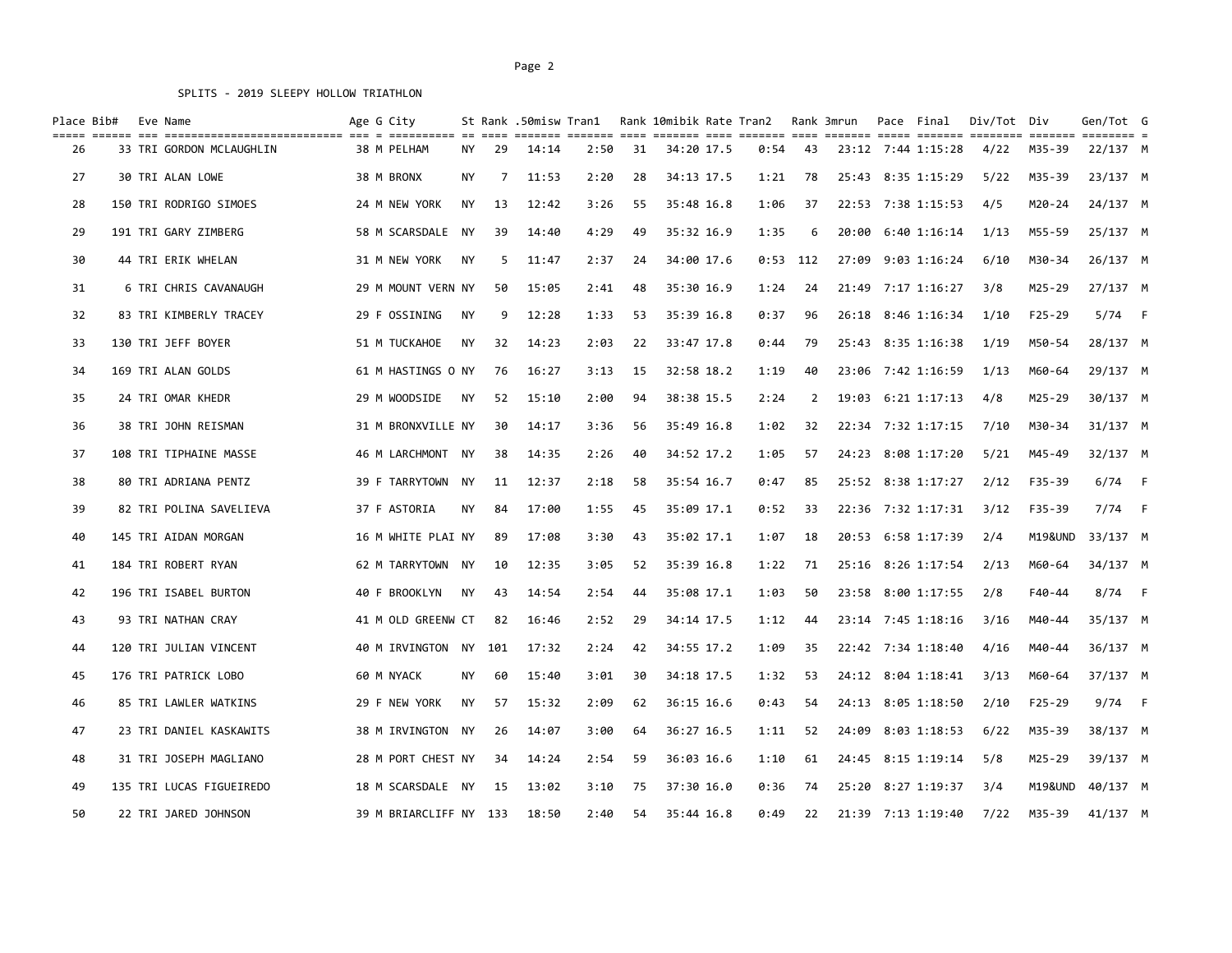SPLITS - 2019 SLEEPY HOLLOW TRIATHLON

| Place | Bib# | Eve | Name | Age | G | City | St | Rank | .50misw | Tran1 | Rank | 10mibik | Rate | Tran2 | Rank | 3mrun | Pace | Final | Div/Tot | Div | Gen/Tot | G |
|---|---|---|---|---|---|---|---|---|---|---|---|---|---|---|---|---|---|---|---|---|---|---|
| 26 | 33 | TRI | GORDON MCLAUGHLIN | 38 | M | PELHAM | NY | 29 | 14:14 | 2:50 | 31 | 34:20 | 17.5 | 0:54 | 43 | 23:12 | 7:44 | 1:15:28 | 4/22 | M35-39 | 22/137 | M |
| 27 | 30 | TRI | ALAN LOWE | 38 | M | BRONX | NY | 7 | 11:53 | 2:20 | 28 | 34:13 | 17.5 | 1:21 | 78 | 25:43 | 8:35 | 1:15:29 | 5/22 | M35-39 | 23/137 | M |
| 28 | 150 | TRI | RODRIGO SIMOES | 24 | M | NEW YORK | NY | 13 | 12:42 | 3:26 | 55 | 35:48 | 16.8 | 1:06 | 37 | 22:53 | 7:38 | 1:15:53 | 4/5 | M20-24 | 24/137 | M |
| 29 | 191 | TRI | GARY ZIMBERG | 58 | M | SCARSDALE | NY | 39 | 14:40 | 4:29 | 49 | 35:32 | 16.9 | 1:35 | 6 | 20:00 | 6:40 | 1:16:14 | 1/13 | M55-59 | 25/137 | M |
| 30 | 44 | TRI | ERIK WHELAN | 31 | M | NEW YORK | NY | 5 | 11:47 | 2:37 | 24 | 34:00 | 17.6 | 0:53 | 112 | 27:09 | 9:03 | 1:16:24 | 6/10 | M30-34 | 26/137 | M |
| 31 | 6 | TRI | CHRIS CAVANAUGH | 29 | M | MOUNT VERN | NY | 50 | 15:05 | 2:41 | 48 | 35:30 | 16.9 | 1:24 | 24 | 21:49 | 7:17 | 1:16:27 | 3/8 | M25-29 | 27/137 | M |
| 32 | 83 | TRI | KIMBERLY TRACEY | 29 | F | OSSINING | NY | 9 | 12:28 | 1:33 | 53 | 35:39 | 16.8 | 0:37 | 96 | 26:18 | 8:46 | 1:16:34 | 1/10 | F25-29 | 5/74 | F |
| 33 | 130 | TRI | JEFF BOYER | 51 | M | TUCKAHOE | NY | 32 | 14:23 | 2:03 | 22 | 33:47 | 17.8 | 0:44 | 79 | 25:43 | 8:35 | 1:16:38 | 1/19 | M50-54 | 28/137 | M |
| 34 | 169 | TRI | ALAN GOLDS | 61 | M | HASTINGS O | NY | 76 | 16:27 | 3:13 | 15 | 32:58 | 18.2 | 1:19 | 40 | 23:06 | 7:42 | 1:16:59 | 1/13 | M60-64 | 29/137 | M |
| 35 | 24 | TRI | OMAR KHEDR | 29 | M | WOODSIDE | NY | 52 | 15:10 | 2:00 | 94 | 38:38 | 15.5 | 2:24 | 2 | 19:03 | 6:21 | 1:17:13 | 4/8 | M25-29 | 30/137 | M |
| 36 | 38 | TRI | JOHN REISMAN | 31 | M | BRONXVILLE | NY | 30 | 14:17 | 3:36 | 56 | 35:49 | 16.8 | 1:02 | 32 | 22:34 | 7:32 | 1:17:15 | 7/10 | M30-34 | 31/137 | M |
| 37 | 108 | TRI | TIPHAINE MASSE | 46 | M | LARCHMONT | NY | 38 | 14:35 | 2:26 | 40 | 34:52 | 17.2 | 1:05 | 57 | 24:23 | 8:08 | 1:17:20 | 5/21 | M45-49 | 32/137 | M |
| 38 | 80 | TRI | ADRIANA PENTZ | 39 | F | TARRYTOWN | NY | 11 | 12:37 | 2:18 | 58 | 35:54 | 16.7 | 0:47 | 85 | 25:52 | 8:38 | 1:17:27 | 2/12 | F35-39 | 6/74 | F |
| 39 | 82 | TRI | POLINA SAVELIEVA | 37 | F | ASTORIA | NY | 84 | 17:00 | 1:55 | 45 | 35:09 | 17.1 | 0:52 | 33 | 22:36 | 7:32 | 1:17:31 | 3/12 | F35-39 | 7/74 | F |
| 40 | 145 | TRI | AIDAN MORGAN | 16 | M | WHITE PLAI | NY | 89 | 17:08 | 3:30 | 43 | 35:02 | 17.1 | 1:07 | 18 | 20:53 | 6:58 | 1:17:39 | 2/4 | M19&UND | 33/137 | M |
| 41 | 184 | TRI | ROBERT RYAN | 62 | M | TARRYTOWN | NY | 10 | 12:35 | 3:05 | 52 | 35:39 | 16.8 | 1:22 | 71 | 25:16 | 8:26 | 1:17:54 | 2/13 | M60-64 | 34/137 | M |
| 42 | 196 | TRI | ISABEL BURTON | 40 | F | BROOKLYN | NY | 43 | 14:54 | 2:54 | 44 | 35:08 | 17.1 | 1:03 | 50 | 23:58 | 8:00 | 1:17:55 | 2/8 | F40-44 | 8/74 | F |
| 43 | 93 | TRI | NATHAN CRAY | 41 | M | OLD GREENW | CT | 82 | 16:46 | 2:52 | 29 | 34:14 | 17.5 | 1:12 | 44 | 23:14 | 7:45 | 1:18:16 | 3/16 | M40-44 | 35/137 | M |
| 44 | 120 | TRI | JULIAN VINCENT | 40 | M | IRVINGTON | NY | 101 | 17:32 | 2:24 | 42 | 34:55 | 17.2 | 1:09 | 35 | 22:42 | 7:34 | 1:18:40 | 4/16 | M40-44 | 36/137 | M |
| 45 | 176 | TRI | PATRICK LOBO | 60 | M | NYACK | NY | 60 | 15:40 | 3:01 | 30 | 34:18 | 17.5 | 1:32 | 53 | 24:12 | 8:04 | 1:18:41 | 3/13 | M60-64 | 37/137 | M |
| 46 | 85 | TRI | LAWLER WATKINS | 29 | F | NEW YORK | NY | 57 | 15:32 | 2:09 | 62 | 36:15 | 16.6 | 0:43 | 54 | 24:13 | 8:05 | 1:18:50 | 2/10 | F25-29 | 9/74 | F |
| 47 | 23 | TRI | DANIEL KASKAWITS | 38 | M | IRVINGTON | NY | 26 | 14:07 | 3:00 | 64 | 36:27 | 16.5 | 1:11 | 52 | 24:09 | 8:03 | 1:18:53 | 6/22 | M35-39 | 38/137 | M |
| 48 | 31 | TRI | JOSEPH MAGLIANO | 28 | M | PORT CHEST | NY | 34 | 14:24 | 2:54 | 59 | 36:03 | 16.6 | 1:10 | 61 | 24:45 | 8:15 | 1:19:14 | 5/8 | M25-29 | 39/137 | M |
| 49 | 135 | TRI | LUCAS FIGUEIREDO | 18 | M | SCARSDALE | NY | 15 | 13:02 | 3:10 | 75 | 37:30 | 16.0 | 0:36 | 74 | 25:20 | 8:27 | 1:19:37 | 3/4 | M19&UND | 40/137 | M |
| 50 | 22 | TRI | JARED JOHNSON | 39 | M | BRIARCLIFF | NY | 133 | 18:50 | 2:40 | 54 | 35:44 | 16.8 | 0:49 | 22 | 21:39 | 7:13 | 1:19:40 | 7/22 | M35-39 | 41/137 | M |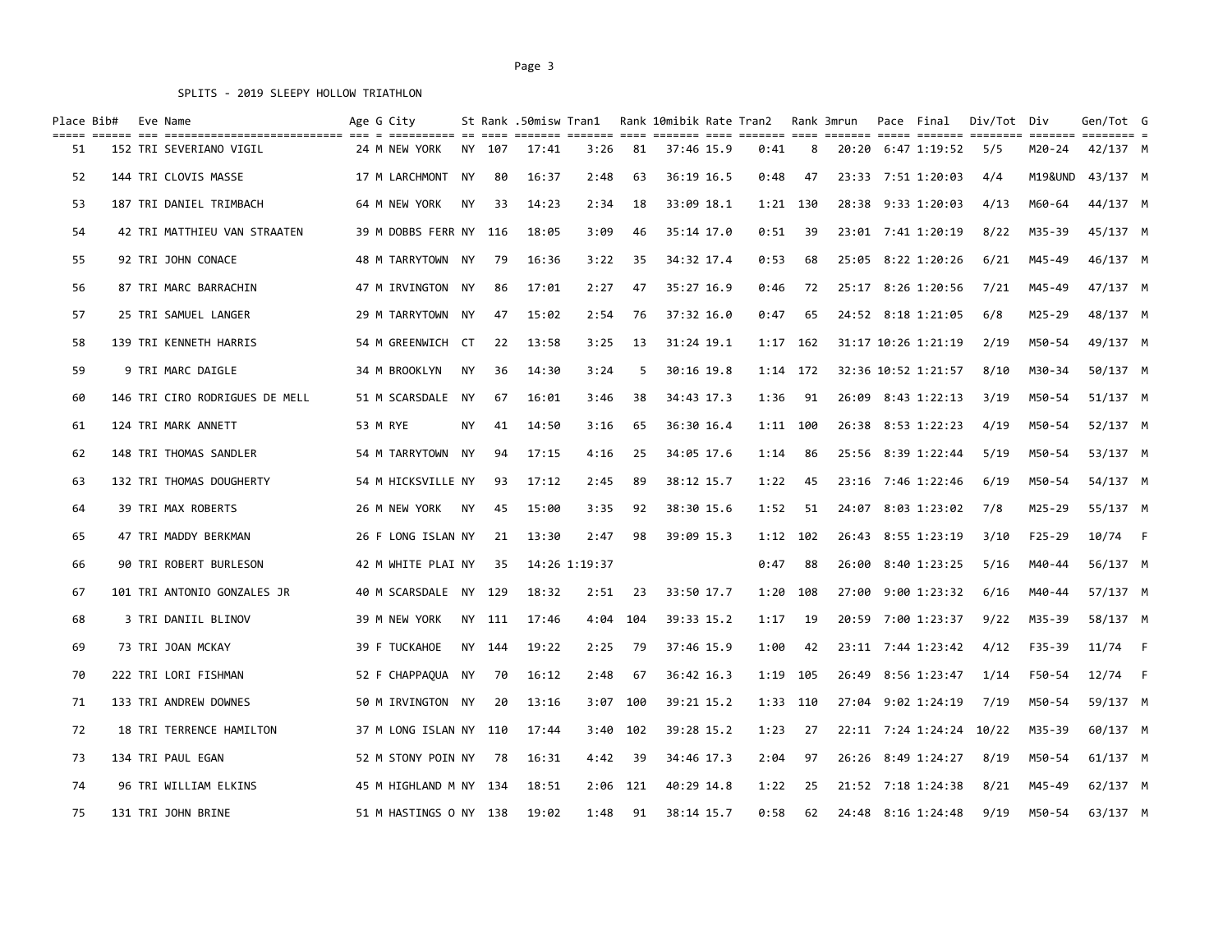SPLITS - 2019 SLEEPY HOLLOW TRIATHLON

| Place | Bib# | Eve | Name | Age | G | City | St | Rank | .50misw | Tran1 | Rank | 10mibik | Rate | Tran2 | Rank | 3mrun | Pace | Final | Div/Tot | Div | Gen/Tot | G |
|---|---|---|---|---|---|---|---|---|---|---|---|---|---|---|---|---|---|---|---|---|---|---|
| 51 | 152 | TRI | SEVERIANO VIGIL | 24 | M | NEW YORK | NY | 107 | 17:41 | 3:26 | 81 | 37:46 | 15.9 | 0:41 | 8 | 20:20 | 6:47 | 1:19:52 | 5/5 | M20-24 | 42/137 | M |
| 52 | 144 | TRI | CLOVIS MASSE | 17 | M | LARCHMONT | NY | 80 | 16:37 | 2:48 | 63 | 36:19 | 16.5 | 0:48 | 47 | 23:33 | 7:51 | 1:20:03 | 4/4 | M19&UND | 43/137 | M |
| 53 | 187 | TRI | DANIEL TRIMBACH | 64 | M | NEW YORK | NY | 33 | 14:23 | 2:34 | 18 | 33:09 | 18.1 | 1:21 | 130 | 28:38 | 9:33 | 1:20:03 | 4/13 | M60-64 | 44/137 | M |
| 54 | 42 | TRI | MATTHIEU VAN STRAATEN | 39 | M | DOBBS FERR | NY | 116 | 18:05 | 3:09 | 46 | 35:14 | 17.0 | 0:51 | 39 | 23:01 | 7:41 | 1:20:19 | 8/22 | M35-39 | 45/137 | M |
| 55 | 92 | TRI | JOHN CONACE | 48 | M | TARRYTOWN | NY | 79 | 16:36 | 3:22 | 35 | 34:32 | 17.4 | 0:53 | 68 | 25:05 | 8:22 | 1:20:26 | 6/21 | M45-49 | 46/137 | M |
| 56 | 87 | TRI | MARC BARRACHIN | 47 | M | IRVINGTON | NY | 86 | 17:01 | 2:27 | 47 | 35:27 | 16.9 | 0:46 | 72 | 25:17 | 8:26 | 1:20:56 | 7/21 | M45-49 | 47/137 | M |
| 57 | 25 | TRI | SAMUEL LANGER | 29 | M | TARRYTOWN | NY | 47 | 15:02 | 2:54 | 76 | 37:32 | 16.0 | 0:47 | 65 | 24:52 | 8:18 | 1:21:05 | 6/8 | M25-29 | 48/137 | M |
| 58 | 139 | TRI | KENNETH HARRIS | 54 | M | GREENWICH | CT | 22 | 13:58 | 3:25 | 13 | 31:24 | 19.1 | 1:17 | 162 | 31:17 | 10:26 | 1:21:19 | 2/19 | M50-54 | 49/137 | M |
| 59 | 9 | TRI | MARC DAIGLE | 34 | M | BROOKLYN | NY | 36 | 14:30 | 3:24 | 5 | 30:16 | 19.8 | 1:14 | 172 | 32:36 | 10:52 | 1:21:57 | 8/10 | M30-34 | 50/137 | M |
| 60 | 146 | TRI | CIRO RODRIGUES DE MELL | 51 | M | SCARSDALE | NY | 67 | 16:01 | 3:46 | 38 | 34:43 | 17.3 | 1:36 | 91 | 26:09 | 8:43 | 1:22:13 | 3/19 | M50-54 | 51/137 | M |
| 61 | 124 | TRI | MARK ANNETT | 53 | M | RYE | NY | 41 | 14:50 | 3:16 | 65 | 36:30 | 16.4 | 1:11 | 100 | 26:38 | 8:53 | 1:22:23 | 4/19 | M50-54 | 52/137 | M |
| 62 | 148 | TRI | THOMAS SANDLER | 54 | M | TARRYTOWN | NY | 94 | 17:15 | 4:16 | 25 | 34:05 | 17.6 | 1:14 | 86 | 25:56 | 8:39 | 1:22:44 | 5/19 | M50-54 | 53/137 | M |
| 63 | 132 | TRI | THOMAS DOUGHERTY | 54 | M | HICKSVILLE | NY | 93 | 17:12 | 2:45 | 89 | 38:12 | 15.7 | 1:22 | 45 | 23:16 | 7:46 | 1:22:46 | 6/19 | M50-54 | 54/137 | M |
| 64 | 39 | TRI | MAX ROBERTS | 26 | M | NEW YORK | NY | 45 | 15:00 | 3:35 | 92 | 38:30 | 15.6 | 1:52 | 51 | 24:07 | 8:03 | 1:23:02 | 7/8 | M25-29 | 55/137 | M |
| 65 | 47 | TRI | MADDY BERKMAN | 26 | F | LONG ISLAN | NY | 21 | 13:30 | 2:47 | 98 | 39:09 | 15.3 | 1:12 | 102 | 26:43 | 8:55 | 1:23:19 | 3/10 | F25-29 | 10/74 | F |
| 66 | 90 | TRI | ROBERT BURLESON | 42 | M | WHITE PLAI | NY | 35 | 14:26 | 1:19:37 | | | | 0:47 | 88 | 26:00 | 8:40 | 1:23:25 | 5/16 | M40-44 | 56/137 | M |
| 67 | 101 | TRI | ANTONIO GONZALES JR | 40 | M | SCARSDALE | NY | 129 | 18:32 | 2:51 | 23 | 33:50 | 17.7 | 1:20 | 108 | 27:00 | 9:00 | 1:23:32 | 6/16 | M40-44 | 57/137 | M |
| 68 | 3 | TRI | DANIIL BLINOV | 39 | M | NEW YORK | NY | 111 | 17:46 | 4:04 | 104 | 39:33 | 15.2 | 1:17 | 19 | 20:59 | 7:00 | 1:23:37 | 9/22 | M35-39 | 58/137 | M |
| 69 | 73 | TRI | JOAN MCKAY | 39 | F | TUCKAHOE | NY | 144 | 19:22 | 2:25 | 79 | 37:46 | 15.9 | 1:00 | 42 | 23:11 | 7:44 | 1:23:42 | 4/12 | F35-39 | 11/74 | F |
| 70 | 222 | TRI | LORI FISHMAN | 52 | F | CHAPPAQUA | NY | 70 | 16:12 | 2:48 | 67 | 36:42 | 16.3 | 1:19 | 105 | 26:49 | 8:56 | 1:23:47 | 1/14 | F50-54 | 12/74 | F |
| 71 | 133 | TRI | ANDREW DOWNES | 50 | M | IRVINGTON | NY | 20 | 13:16 | 3:07 | 100 | 39:21 | 15.2 | 1:33 | 110 | 27:04 | 9:02 | 1:24:19 | 7/19 | M50-54 | 59/137 | M |
| 72 | 18 | TRI | TERRENCE HAMILTON | 37 | M | LONG ISLAN | NY | 110 | 17:44 | 3:40 | 102 | 39:28 | 15.2 | 1:23 | 27 | 22:11 | 7:24 | 1:24:24 | 10/22 | M35-39 | 60/137 | M |
| 73 | 134 | TRI | PAUL EGAN | 52 | M | STONY POIN | NY | 78 | 16:31 | 4:42 | 39 | 34:46 | 17.3 | 2:04 | 97 | 26:26 | 8:49 | 1:24:27 | 8/19 | M50-54 | 61/137 | M |
| 74 | 96 | TRI | WILLIAM ELKINS | 45 | M | HIGHLAND M | NY | 134 | 18:51 | 2:06 | 121 | 40:29 | 14.8 | 1:22 | 25 | 21:52 | 7:18 | 1:24:38 | 8/21 | M45-49 | 62/137 | M |
| 75 | 131 | TRI | JOHN BRINE | 51 | M | HASTINGS O | NY | 138 | 19:02 | 1:48 | 91 | 38:14 | 15.7 | 0:58 | 62 | 24:48 | 8:16 | 1:24:48 | 9/19 | M50-54 | 63/137 | M |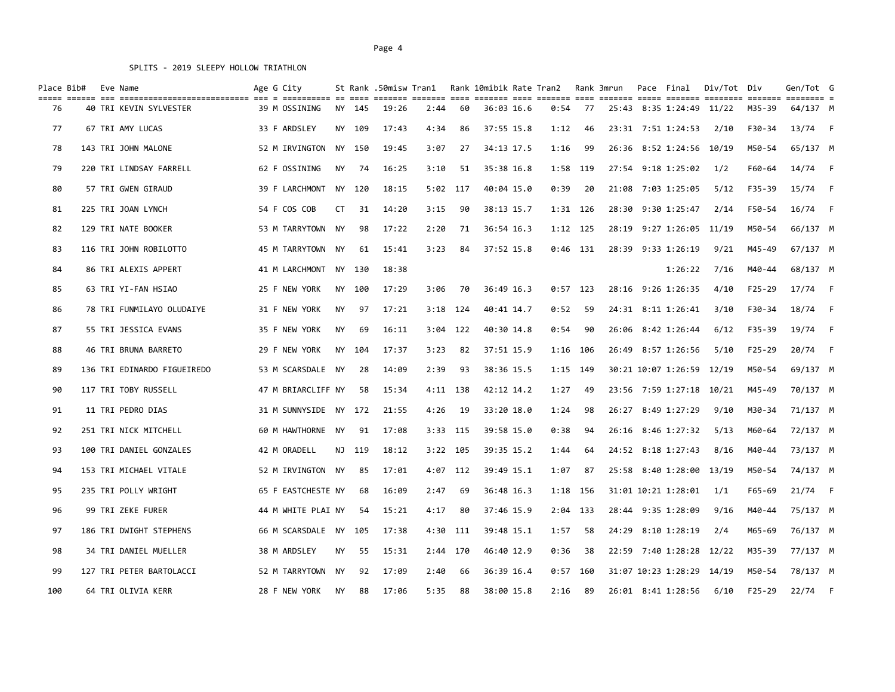SPLITS - 2019 SLEEPY HOLLOW TRIATHLON

| Place | Bib# | Eve | Name | Age | G | City | St | Rank | .50misw | Tran1 | Rank | 10mibik | Rate | Tran2 | Rank | 3mrun | Pace | Final | Div/Tot | Div | Gen/Tot | G |
|---|---|---|---|---|---|---|---|---|---|---|---|---|---|---|---|---|---|---|---|---|---|---|
| 76 | 40 | TRI | KEVIN SYLVESTER | 39 | M | OSSINING | NY | 145 | 19:26 | 2:44 | 60 | 36:03 | 16.6 | 0:54 | 77 | 25:43 | 8:35 | 1:24:49 | 11/22 | M35-39 | 64/137 | M |
| 77 | 67 | TRI | AMY LUCAS | 33 | F | ARDSLEY | NY | 109 | 17:43 | 4:34 | 86 | 37:55 | 15.8 | 1:12 | 46 | 23:31 | 7:51 | 1:24:53 | 2/10 | F30-34 | 13/74 | F |
| 78 | 143 | TRI | JOHN MALONE | 52 | M | IRVINGTON | NY | 150 | 19:45 | 3:07 | 27 | 34:13 | 17.5 | 1:16 | 99 | 26:36 | 8:52 | 1:24:56 | 10/19 | M50-54 | 65/137 | M |
| 79 | 220 | TRI | LINDSAY FARRELL | 62 | F | OSSINING | NY | 74 | 16:25 | 3:10 | 51 | 35:38 | 16.8 | 1:58 | 119 | 27:54 | 9:18 | 1:25:02 | 1/2 | F60-64 | 14/74 | F |
| 80 | 57 | TRI | GWEN GIRAUD | 39 | F | LARCHMONT | NY | 120 | 18:15 | 5:02 | 117 | 40:04 | 15.0 | 0:39 | 20 | 21:08 | 7:03 | 1:25:05 | 5/12 | F35-39 | 15/74 | F |
| 81 | 225 | TRI | JOAN LYNCH | 54 | F | COS COB | CT | 31 | 14:20 | 3:15 | 90 | 38:13 | 15.7 | 1:31 | 126 | 28:30 | 9:30 | 1:25:47 | 2/14 | F50-54 | 16/74 | F |
| 82 | 129 | TRI | NATE BOOKER | 53 | M | TARRYTOWN | NY | 98 | 17:22 | 2:20 | 71 | 36:54 | 16.3 | 1:12 | 125 | 28:19 | 9:27 | 1:26:05 | 11/19 | M50-54 | 66/137 | M |
| 83 | 116 | TRI | JOHN ROBILOTTO | 45 | M | TARRYTOWN | NY | 61 | 15:41 | 3:23 | 84 | 37:52 | 15.8 | 0:46 | 131 | 28:39 | 9:33 | 1:26:19 | 9/21 | M45-49 | 67/137 | M |
| 84 | 86 | TRI | ALEXIS APPERT | 41 | M | LARCHMONT | NY | 130 | 18:38 | | | | | | | | | 1:26:22 | 7/16 | M40-44 | 68/137 | M |
| 85 | 63 | TRI | YI-FAN HSIAO | 25 | F | NEW YORK | NY | 100 | 17:29 | 3:06 | 70 | 36:49 | 16.3 | 0:57 | 123 | 28:16 | 9:26 | 1:26:35 | 4/10 | F25-29 | 17/74 | F |
| 86 | 78 | TRI | FUNMILAYO OLUDAIYE | 31 | F | NEW YORK | NY | 97 | 17:21 | 3:18 | 124 | 40:41 | 14.7 | 0:52 | 59 | 24:31 | 8:11 | 1:26:41 | 3/10 | F30-34 | 18/74 | F |
| 87 | 55 | TRI | JESSICA EVANS | 35 | F | NEW YORK | NY | 69 | 16:11 | 3:04 | 122 | 40:30 | 14.8 | 0:54 | 90 | 26:06 | 8:42 | 1:26:44 | 6/12 | F35-39 | 19/74 | F |
| 88 | 46 | TRI | BRUNA BARRETO | 29 | F | NEW YORK | NY | 104 | 17:37 | 3:23 | 82 | 37:51 | 15.9 | 1:16 | 106 | 26:49 | 8:57 | 1:26:56 | 5/10 | F25-29 | 20/74 | F |
| 89 | 136 | TRI | EDINARDO FIGUEIREDO | 53 | M | SCARSDALE | NY | 28 | 14:09 | 2:39 | 93 | 38:36 | 15.5 | 1:15 | 149 | 30:21 | 10:07 | 1:26:59 | 12/19 | M50-54 | 69/137 | M |
| 90 | 117 | TRI | TOBY RUSSELL | 47 | M | BRIARCLIFF | NY | 58 | 15:34 | 4:11 | 138 | 42:12 | 14.2 | 1:27 | 49 | 23:56 | 7:59 | 1:27:18 | 10/21 | M45-49 | 70/137 | M |
| 91 | 11 | TRI | PEDRO DIAS | 31 | M | SUNNYSIDE | NY | 172 | 21:55 | 4:26 | 19 | 33:20 | 18.0 | 1:24 | 98 | 26:27 | 8:49 | 1:27:29 | 9/10 | M30-34 | 71/137 | M |
| 92 | 251 | TRI | NICK MITCHELL | 60 | M | HAWTHORNE | NY | 91 | 17:08 | 3:33 | 115 | 39:58 | 15.0 | 0:38 | 94 | 26:16 | 8:46 | 1:27:32 | 5/13 | M60-64 | 72/137 | M |
| 93 | 100 | TRI | DANIEL GONZALES | 42 | M | ORADELL | NJ | 119 | 18:12 | 3:22 | 105 | 39:35 | 15.2 | 1:44 | 64 | 24:52 | 8:18 | 1:27:43 | 8/16 | M40-44 | 73/137 | M |
| 94 | 153 | TRI | MICHAEL VITALE | 52 | M | IRVINGTON | NY | 85 | 17:01 | 4:07 | 112 | 39:49 | 15.1 | 1:07 | 87 | 25:58 | 8:40 | 1:28:00 | 13/19 | M50-54 | 74/137 | M |
| 95 | 235 | TRI | POLLY WRIGHT | 65 | F | EASTCHESTE | NY | 68 | 16:09 | 2:47 | 69 | 36:48 | 16.3 | 1:18 | 156 | 31:01 | 10:21 | 1:28:01 | 1/1 | F65-69 | 21/74 | F |
| 96 | 99 | TRI | ZEKE FURER | 44 | M | WHITE PLAI | NY | 54 | 15:21 | 4:17 | 80 | 37:46 | 15.9 | 2:04 | 133 | 28:44 | 9:35 | 1:28:09 | 9/16 | M40-44 | 75/137 | M |
| 97 | 186 | TRI | DWIGHT STEPHENS | 66 | M | SCARSDALE | NY | 105 | 17:38 | 4:30 | 111 | 39:48 | 15.1 | 1:57 | 58 | 24:29 | 8:10 | 1:28:19 | 2/4 | M65-69 | 76/137 | M |
| 98 | 34 | TRI | DANIEL MUELLER | 38 | M | ARDSLEY | NY | 55 | 15:31 | 2:44 | 170 | 46:40 | 12.9 | 0:36 | 38 | 22:59 | 7:40 | 1:28:28 | 12/22 | M35-39 | 77/137 | M |
| 99 | 127 | TRI | PETER BARTOLACCI | 52 | M | TARRYTOWN | NY | 92 | 17:09 | 2:40 | 66 | 36:39 | 16.4 | 0:57 | 160 | 31:07 | 10:23 | 1:28:29 | 14/19 | M50-54 | 78/137 | M |
| 100 | 64 | TRI | OLIVIA KERR | 28 | F | NEW YORK | NY | 88 | 17:06 | 5:35 | 88 | 38:00 | 15.8 | 2:16 | 89 | 26:01 | 8:41 | 1:28:56 | 6/10 | F25-29 | 22/74 | F |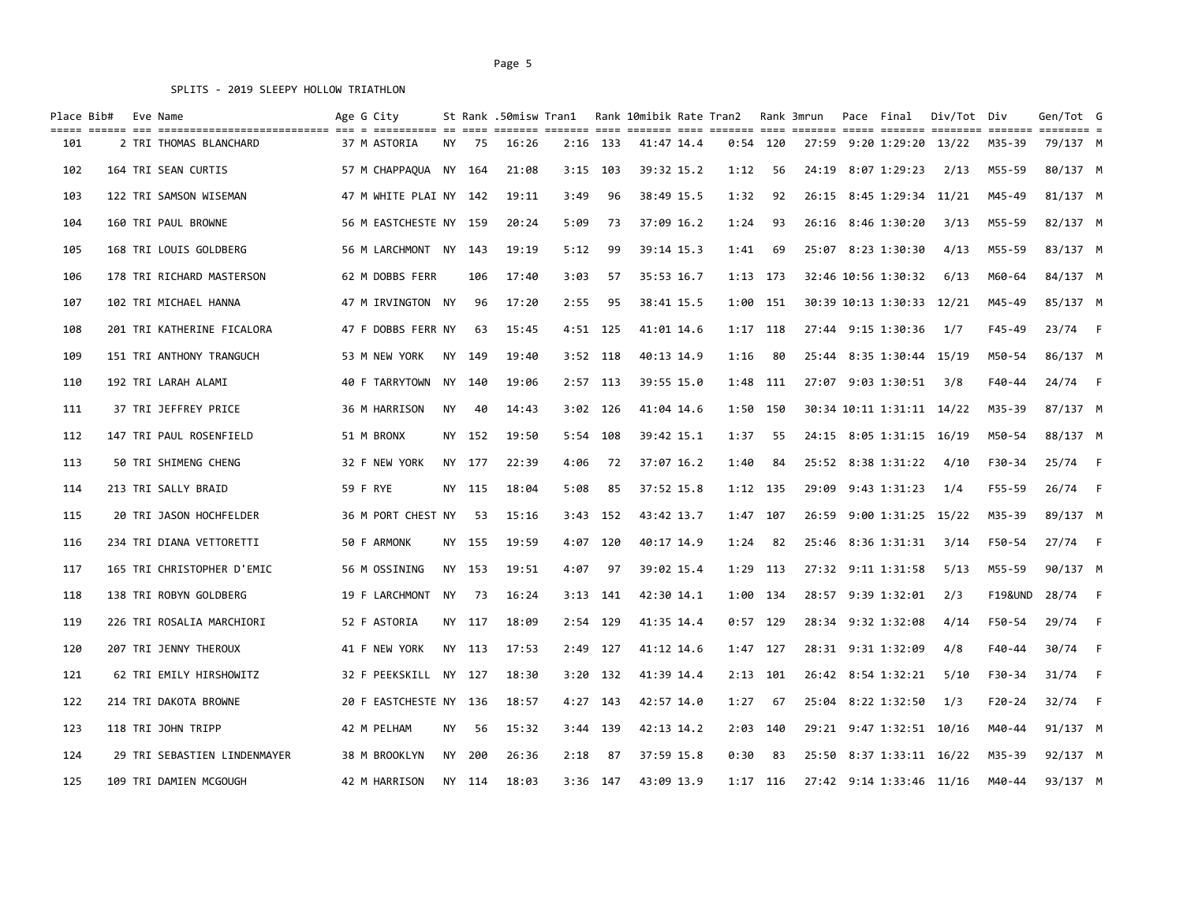SPLITS - 2019 SLEEPY HOLLOW TRIATHLON

| Place | Bib# | Eve | Name | Age | G | City | St | Rank | .50misw | Tran1 | Rank | 10mibik | Rate | Tran2 | Rank | 3mrun | Pace | Final | Div/Tot | Div | Gen/Tot | G |
|---|---|---|---|---|---|---|---|---|---|---|---|---|---|---|---|---|---|---|---|---|---|---|
| 101 | 2 | TRI | THOMAS BLANCHARD | 37 | M | ASTORIA | NY | 75 | 16:26 | 2:16 | 133 | 41:47 | 14.4 | 0:54 | 120 | 27:59 | 9:20 | 1:29:20 | 13/22 | M35-39 | 79/137 | M |
| 102 | 164 | TRI | SEAN CURTIS | 57 | M | CHAPPAQUA | NY | 164 | 21:08 | 3:15 | 103 | 39:32 | 15.2 | 1:12 | 56 | 24:19 | 8:07 | 1:29:23 | 2/13 | M55-59 | 80/137 | M |
| 103 | 122 | TRI | SAMSON WISEMAN | 47 | M | WHITE PLAI | NY | 142 | 19:11 | 3:49 | 96 | 38:49 | 15.5 | 1:32 | 92 | 26:15 | 8:45 | 1:29:34 | 11/21 | M45-49 | 81/137 | M |
| 104 | 160 | TRI | PAUL BROWNE | 56 | M | EASTCHESTE | NY | 159 | 20:24 | 5:09 | 73 | 37:09 | 16.2 | 1:24 | 93 | 26:16 | 8:46 | 1:30:20 | 3/13 | M55-59 | 82/137 | M |
| 105 | 168 | TRI | LOUIS GOLDBERG | 56 | M | LARCHMONT | NY | 143 | 19:19 | 5:12 | 99 | 39:14 | 15.3 | 1:41 | 69 | 25:07 | 8:23 | 1:30:30 | 4/13 | M55-59 | 83/137 | M |
| 106 | 178 | TRI | RICHARD MASTERSON | 62 | M | DOBBS FERR | | 106 | 17:40 | 3:03 | 57 | 35:53 | 16.7 | 1:13 | 173 | 32:46 | 10:56 | 1:30:32 | 6/13 | M60-64 | 84/137 | M |
| 107 | 102 | TRI | MICHAEL HANNA | 47 | M | IRVINGTON | NY | 96 | 17:20 | 2:55 | 95 | 38:41 | 15.5 | 1:00 | 151 | 30:39 | 10:13 | 1:30:33 | 12/21 | M45-49 | 85/137 | M |
| 108 | 201 | TRI | KATHERINE FICALORA | 47 | F | DOBBS FERR | NY | 63 | 15:45 | 4:51 | 125 | 41:01 | 14.6 | 1:17 | 118 | 27:44 | 9:15 | 1:30:36 | 1/7 | F45-49 | 23/74 | F |
| 109 | 151 | TRI | ANTHONY TRANGUCH | 53 | M | NEW YORK | NY | 149 | 19:40 | 3:52 | 118 | 40:13 | 14.9 | 1:16 | 80 | 25:44 | 8:35 | 1:30:44 | 15/19 | M50-54 | 86/137 | M |
| 110 | 192 | TRI | LARAH ALAMI | 40 | F | TARRYTOWN | NY | 140 | 19:06 | 2:57 | 113 | 39:55 | 15.0 | 1:48 | 111 | 27:07 | 9:03 | 1:30:51 | 3/8 | F40-44 | 24/74 | F |
| 111 | 37 | TRI | JEFFREY PRICE | 36 | M | HARRISON | NY | 40 | 14:43 | 3:02 | 126 | 41:04 | 14.6 | 1:50 | 150 | 30:34 | 10:11 | 1:31:11 | 14/22 | M35-39 | 87/137 | M |
| 112 | 147 | TRI | PAUL ROSENFIELD | 51 | M | BRONX | NY | 152 | 19:50 | 5:54 | 108 | 39:42 | 15.1 | 1:37 | 55 | 24:15 | 8:05 | 1:31:15 | 16/19 | M50-54 | 88/137 | M |
| 113 | 50 | TRI | SHIMENG CHENG | 32 | F | NEW YORK | NY | 177 | 22:39 | 4:06 | 72 | 37:07 | 16.2 | 1:40 | 84 | 25:52 | 8:38 | 1:31:22 | 4/10 | F30-34 | 25/74 | F |
| 114 | 213 | TRI | SALLY BRAID | 59 | F | RYE | NY | 115 | 18:04 | 5:08 | 85 | 37:52 | 15.8 | 1:12 | 135 | 29:09 | 9:43 | 1:31:23 | 1/4 | F55-59 | 26/74 | F |
| 115 | 20 | TRI | JASON HOCHFELDER | 36 | M | PORT CHEST | NY | 53 | 15:16 | 3:43 | 152 | 43:42 | 13.7 | 1:47 | 107 | 26:59 | 9:00 | 1:31:25 | 15/22 | M35-39 | 89/137 | M |
| 116 | 234 | TRI | DIANA VETTORETTI | 50 | F | ARMONK | NY | 155 | 19:59 | 4:07 | 120 | 40:17 | 14.9 | 1:24 | 82 | 25:46 | 8:36 | 1:31:31 | 3/14 | F50-54 | 27/74 | F |
| 117 | 165 | TRI | CHRISTOPHER D'EMIC | 56 | M | OSSINING | NY | 153 | 19:51 | 4:07 | 97 | 39:02 | 15.4 | 1:29 | 113 | 27:32 | 9:11 | 1:31:58 | 5/13 | M55-59 | 90/137 | M |
| 118 | 138 | TRI | ROBYN GOLDBERG | 19 | F | LARCHMONT | NY | 73 | 16:24 | 3:13 | 141 | 42:30 | 14.1 | 1:00 | 134 | 28:57 | 9:39 | 1:32:01 | 2/3 | F19&UND | 28/74 | F |
| 119 | 226 | TRI | ROSALIA MARCHIORI | 52 | F | ASTORIA | NY | 117 | 18:09 | 2:54 | 129 | 41:35 | 14.4 | 0:57 | 129 | 28:34 | 9:32 | 1:32:08 | 4/14 | F50-54 | 29/74 | F |
| 120 | 207 | TRI | JENNY THEROUX | 41 | F | NEW YORK | NY | 113 | 17:53 | 2:49 | 127 | 41:12 | 14.6 | 1:47 | 127 | 28:31 | 9:31 | 1:32:09 | 4/8 | F40-44 | 30/74 | F |
| 121 | 62 | TRI | EMILY HIRSHOWITZ | 32 | F | PEEKSKILL | NY | 127 | 18:30 | 3:20 | 132 | 41:39 | 14.4 | 2:13 | 101 | 26:42 | 8:54 | 1:32:21 | 5/10 | F30-34 | 31/74 | F |
| 122 | 214 | TRI | DAKOTA BROWNE | 20 | F | EASTCHESTE | NY | 136 | 18:57 | 4:27 | 143 | 42:57 | 14.0 | 1:27 | 67 | 25:04 | 8:22 | 1:32:50 | 1/3 | F20-24 | 32/74 | F |
| 123 | 118 | TRI | JOHN TRIPP | 42 | M | PELHAM | NY | 56 | 15:32 | 3:44 | 139 | 42:13 | 14.2 | 2:03 | 140 | 29:21 | 9:47 | 1:32:51 | 10/16 | M40-44 | 91/137 | M |
| 124 | 29 | TRI | SEBASTIEN LINDENMAYER | 38 | M | BROOKLYN | NY | 200 | 26:36 | 2:18 | 87 | 37:59 | 15.8 | 0:30 | 83 | 25:50 | 8:37 | 1:33:11 | 16/22 | M35-39 | 92/137 | M |
| 125 | 109 | TRI | DAMIEN MCGOUGH | 42 | M | HARRISON | NY | 114 | 18:03 | 3:36 | 147 | 43:09 | 13.9 | 1:17 | 116 | 27:42 | 9:14 | 1:33:46 | 11/16 | M40-44 | 93/137 | M |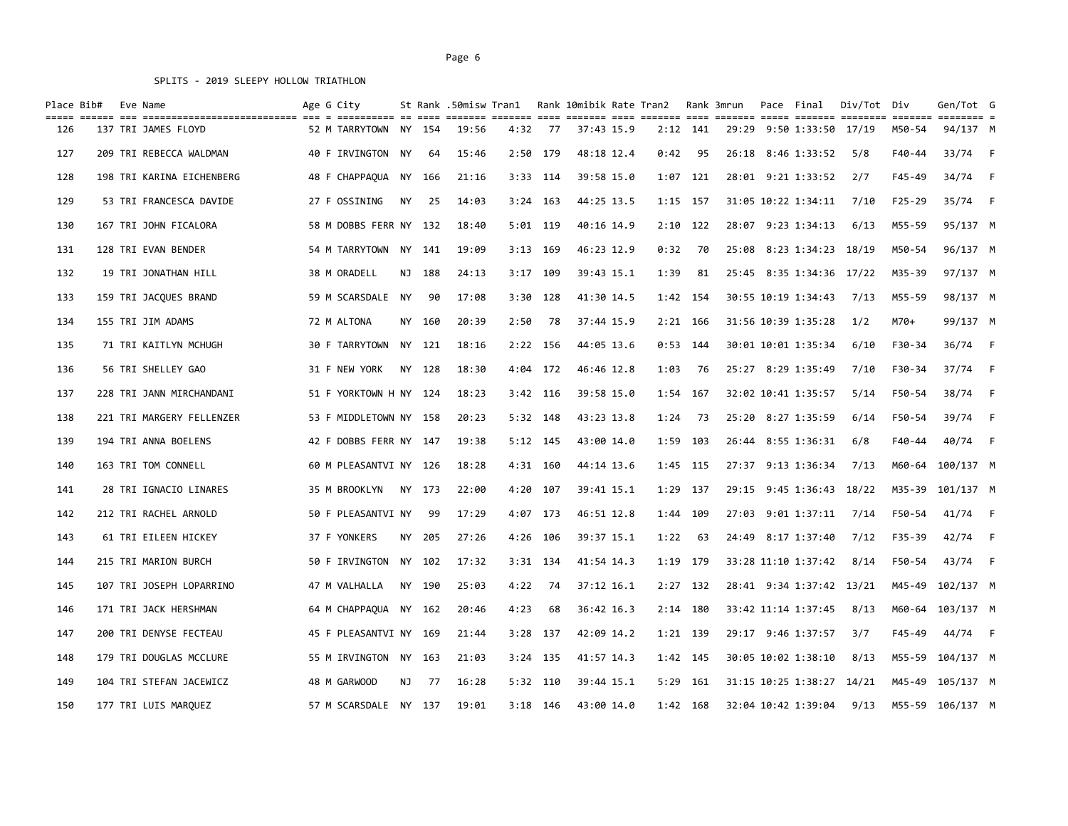SPLITS - 2019 SLEEPY HOLLOW TRIATHLON

| Place | Bib# | Eve | Name | Age | G | City | St | Rank | .50misw | Tran1 | Rank | 10mibik | Rate | Tran2 | Rank | 3mrun | Pace | Final | Div/Tot | Div | Gen/Tot | G |
|---|---|---|---|---|---|---|---|---|---|---|---|---|---|---|---|---|---|---|---|---|---|---|
| 126 | 137 | TRI | JAMES FLOYD | 52 | M | TARRYTOWN | NY | 154 | 19:56 | 4:32 | 77 | 37:43 | 15.9 | 2:12 | 141 | 29:29 | 9:50 | 1:33:50 | 17/19 | M50-54 | 94/137 | M |
| 127 | 209 | TRI | REBECCA WALDMAN | 40 | F | IRVINGTON | NY | 64 | 15:46 | 2:50 | 179 | 48:18 | 12.4 | 0:42 | 95 | 26:18 | 8:46 | 1:33:52 | 5/8 | F40-44 | 33/74 | F |
| 128 | 198 | TRI | KARINA EICHENBERG | 48 | F | CHAPPAQUA | NY | 166 | 21:16 | 3:33 | 114 | 39:58 | 15.0 | 1:07 | 121 | 28:01 | 9:21 | 1:33:52 | 2/7 | F45-49 | 34/74 | F |
| 129 | 53 | TRI | FRANCESCA DAVIDE | 27 | F | OSSINING | NY | 25 | 14:03 | 3:24 | 163 | 44:25 | 13.5 | 1:15 | 157 | 31:05 | 10:22 | 1:34:11 | 7/10 | F25-29 | 35/74 | F |
| 130 | 167 | TRI | JOHN FICALORA | 58 | M | DOBBS FERR | NY | 132 | 18:40 | 5:01 | 119 | 40:16 | 14.9 | 2:10 | 122 | 28:07 | 9:23 | 1:34:13 | 6/13 | M55-59 | 95/137 | M |
| 131 | 128 | TRI | EVAN BENDER | 54 | M | TARRYTOWN | NY | 141 | 19:09 | 3:13 | 169 | 46:23 | 12.9 | 0:32 | 70 | 25:08 | 8:23 | 1:34:23 | 18/19 | M50-54 | 96/137 | M |
| 132 | 19 | TRI | JONATHAN HILL | 38 | M | ORADELL | NJ | 188 | 24:13 | 3:17 | 109 | 39:43 | 15.1 | 1:39 | 81 | 25:45 | 8:35 | 1:34:36 | 17/22 | M35-39 | 97/137 | M |
| 133 | 159 | TRI | JACQUES BRAND | 59 | M | SCARSDALE | NY | 90 | 17:08 | 3:30 | 128 | 41:30 | 14.5 | 1:42 | 154 | 30:55 | 10:19 | 1:34:43 | 7/13 | M55-59 | 98/137 | M |
| 134 | 155 | TRI | JIM ADAMS | 72 | M | ALTONA | NY | 160 | 20:39 | 2:50 | 78 | 37:44 | 15.9 | 2:21 | 166 | 31:56 | 10:39 | 1:35:28 | 1/2 | M70+ | 99/137 | M |
| 135 | 71 | TRI | KAITLYN MCHUGH | 30 | F | TARRYTOWN | NY | 121 | 18:16 | 2:22 | 156 | 44:05 | 13.6 | 0:53 | 144 | 30:01 | 10:01 | 1:35:34 | 6/10 | F30-34 | 36/74 | F |
| 136 | 56 | TRI | SHELLEY GAO | 31 | F | NEW YORK | NY | 128 | 18:30 | 4:04 | 172 | 46:46 | 12.8 | 1:03 | 76 | 25:27 | 8:29 | 1:35:49 | 7/10 | F30-34 | 37/74 | F |
| 137 | 228 | TRI | JANN MIRCHANDANI | 51 | F | YORKTOWN H | NY | 124 | 18:23 | 3:42 | 116 | 39:58 | 15.0 | 1:54 | 167 | 32:02 | 10:41 | 1:35:57 | 5/14 | F50-54 | 38/74 | F |
| 138 | 221 | TRI | MARGERY FELLENZER | 53 | F | MIDDLETOWN | NY | 158 | 20:23 | 5:32 | 148 | 43:23 | 13.8 | 1:24 | 73 | 25:20 | 8:27 | 1:35:59 | 6/14 | F50-54 | 39/74 | F |
| 139 | 194 | TRI | ANNA BOELENS | 42 | F | DOBBS FERR | NY | 147 | 19:38 | 5:12 | 145 | 43:00 | 14.0 | 1:59 | 103 | 26:44 | 8:55 | 1:36:31 | 6/8 | F40-44 | 40/74 | F |
| 140 | 163 | TRI | TOM CONNELL | 60 | M | PLEASANTVI | NY | 126 | 18:28 | 4:31 | 160 | 44:14 | 13.6 | 1:45 | 115 | 27:37 | 9:13 | 1:36:34 | 7/13 | M60-64 | 100/137 | M |
| 141 | 28 | TRI | IGNACIO LINARES | 35 | M | BROOKLYN | NY | 173 | 22:00 | 4:20 | 107 | 39:41 | 15.1 | 1:29 | 137 | 29:15 | 9:45 | 1:36:43 | 18/22 | M35-39 | 101/137 | M |
| 142 | 212 | TRI | RACHEL ARNOLD | 50 | F | PLEASANTVI | NY | 99 | 17:29 | 4:07 | 173 | 46:51 | 12.8 | 1:44 | 109 | 27:03 | 9:01 | 1:37:11 | 7/14 | F50-54 | 41/74 | F |
| 143 | 61 | TRI | EILEEN HICKEY | 37 | F | YONKERS | NY | 205 | 27:26 | 4:26 | 106 | 39:37 | 15.1 | 1:22 | 63 | 24:49 | 8:17 | 1:37:40 | 7/12 | F35-39 | 42/74 | F |
| 144 | 215 | TRI | MARION BURCH | 50 | F | IRVINGTON | NY | 102 | 17:32 | 3:31 | 134 | 41:54 | 14.3 | 1:19 | 179 | 33:28 | 11:10 | 1:37:42 | 8/14 | F50-54 | 43/74 | F |
| 145 | 107 | TRI | JOSEPH LOPARRINO | 47 | M | VALHALLA | NY | 190 | 25:03 | 4:22 | 74 | 37:12 | 16.1 | 2:27 | 132 | 28:41 | 9:34 | 1:37:42 | 13/21 | M45-49 | 102/137 | M |
| 146 | 171 | TRI | JACK HERSHMAN | 64 | M | CHAPPAQUA | NY | 162 | 20:46 | 4:23 | 68 | 36:42 | 16.3 | 2:14 | 180 | 33:42 | 11:14 | 1:37:45 | 8/13 | M60-64 | 103/137 | M |
| 147 | 200 | TRI | DENYSE FECTEAU | 45 | F | PLEASANTVI | NY | 169 | 21:44 | 3:28 | 137 | 42:09 | 14.2 | 1:21 | 139 | 29:17 | 9:46 | 1:37:57 | 3/7 | F45-49 | 44/74 | F |
| 148 | 179 | TRI | DOUGLAS MCCLURE | 55 | M | IRVINGTON | NY | 163 | 21:03 | 3:24 | 135 | 41:57 | 14.3 | 1:42 | 145 | 30:05 | 10:02 | 1:38:10 | 8/13 | M55-59 | 104/137 | M |
| 149 | 104 | TRI | STEFAN JACEWICZ | 48 | M | GARWOOD | NJ | 77 | 16:28 | 5:32 | 110 | 39:44 | 15.1 | 5:29 | 161 | 31:15 | 10:25 | 1:38:27 | 14/21 | M45-49 | 105/137 | M |
| 150 | 177 | TRI | LUIS MARQUEZ | 57 | M | SCARSDALE | NY | 137 | 19:01 | 3:18 | 146 | 43:00 | 14.0 | 1:42 | 168 | 32:04 | 10:42 | 1:39:04 | 9/13 | M55-59 | 106/137 | M |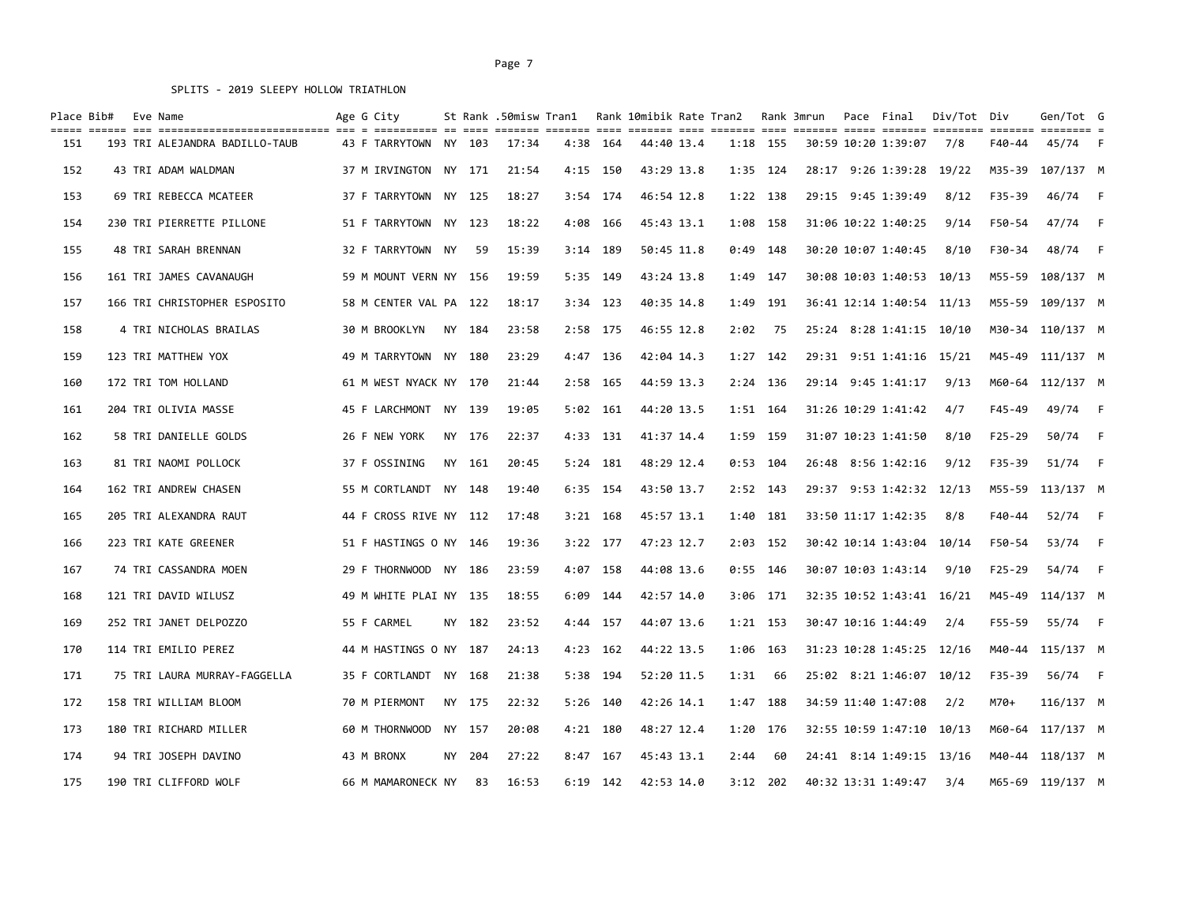SPLITS - 2019 SLEEPY HOLLOW TRIATHLON

| Place | Bib# | Eve | Name | Age | G | City | St | Rank | .50misw | Tran1 | Rank | 10mibik | Rate | Tran2 | Rank | 3mrun | Pace | Final | Div/Tot | Div | Gen/Tot | G |
|---|---|---|---|---|---|---|---|---|---|---|---|---|---|---|---|---|---|---|---|---|---|---|
| 151 | 193 | TRI | ALEJANDRA BADILLO-TAUB | 43 | F | TARRYTOWN | NY | 103 | 17:34 | 4:38 | 164 | 44:40 | 13.4 | 1:18 | 155 | 30:59 | 10:20 | 1:39:07 | 7/8 | F40-44 | 45/74 | F |
| 152 | 43 | TRI | ADAM WALDMAN | 37 | M | IRVINGTON | NY | 171 | 21:54 | 4:15 | 150 | 43:29 | 13.8 | 1:35 | 124 | 28:17 | 9:26 | 1:39:28 | 19/22 | M35-39 | 107/137 | M |
| 153 | 69 | TRI | REBECCA MCATEER | 37 | F | TARRYTOWN | NY | 125 | 18:27 | 3:54 | 174 | 46:54 | 12.8 | 1:22 | 138 | 29:15 | 9:45 | 1:39:49 | 8/12 | F35-39 | 46/74 | F |
| 154 | 230 | TRI | PIERRETTE PILLONE | 51 | F | TARRYTOWN | NY | 123 | 18:22 | 4:08 | 166 | 45:43 | 13.1 | 1:08 | 158 | 31:06 | 10:22 | 1:40:25 | 9/14 | F50-54 | 47/74 | F |
| 155 | 48 | TRI | SARAH BRENNAN | 32 | F | TARRYTOWN | NY | 59 | 15:39 | 3:14 | 189 | 50:45 | 11.8 | 0:49 | 148 | 30:20 | 10:07 | 1:40:45 | 8/10 | F30-34 | 48/74 | F |
| 156 | 161 | TRI | JAMES CAVANAUGH | 59 | M | MOUNT VERN | NY | 156 | 19:59 | 5:35 | 149 | 43:24 | 13.8 | 1:49 | 147 | 30:08 | 10:03 | 1:40:53 | 10/13 | M55-59 | 108/137 | M |
| 157 | 166 | TRI | CHRISTOPHER ESPOSITO | 58 | M | CENTER VAL | PA | 122 | 18:17 | 3:34 | 123 | 40:35 | 14.8 | 1:49 | 191 | 36:41 | 12:14 | 1:40:54 | 11/13 | M55-59 | 109/137 | M |
| 158 | 4 | TRI | NICHOLAS BRAILAS | 30 | M | BROOKLYN | NY | 184 | 23:58 | 2:58 | 175 | 46:55 | 12.8 | 2:02 | 75 | 25:24 | 8:28 | 1:41:15 | 10/10 | M30-34 | 110/137 | M |
| 159 | 123 | TRI | MATTHEW YOX | 49 | M | TARRYTOWN | NY | 180 | 23:29 | 4:47 | 136 | 42:04 | 14.3 | 1:27 | 142 | 29:31 | 9:51 | 1:41:16 | 15/21 | M45-49 | 111/137 | M |
| 160 | 172 | TRI | TOM HOLLAND | 61 | M | WEST NYACK | NY | 170 | 21:44 | 2:58 | 165 | 44:59 | 13.3 | 2:24 | 136 | 29:14 | 9:45 | 1:41:17 | 9/13 | M60-64 | 112/137 | M |
| 161 | 204 | TRI | OLIVIA MASSE | 45 | F | LARCHMONT | NY | 139 | 19:05 | 5:02 | 161 | 44:20 | 13.5 | 1:51 | 164 | 31:26 | 10:29 | 1:41:42 | 4/7 | F45-49 | 49/74 | F |
| 162 | 58 | TRI | DANIELLE GOLDS | 26 | F | NEW YORK | NY | 176 | 22:37 | 4:33 | 131 | 41:37 | 14.4 | 1:59 | 159 | 31:07 | 10:23 | 1:41:50 | 8/10 | F25-29 | 50/74 | F |
| 163 | 81 | TRI | NAOMI POLLOCK | 37 | F | OSSINING | NY | 161 | 20:45 | 5:24 | 181 | 48:29 | 12.4 | 0:53 | 104 | 26:48 | 8:56 | 1:42:16 | 9/12 | F35-39 | 51/74 | F |
| 164 | 162 | TRI | ANDREW CHASEN | 55 | M | CORTLANDT | NY | 148 | 19:40 | 6:35 | 154 | 43:50 | 13.7 | 2:52 | 143 | 29:37 | 9:53 | 1:42:32 | 12/13 | M55-59 | 113/137 | M |
| 165 | 205 | TRI | ALEXANDRA RAUT | 44 | F | CROSS RIVE | NY | 112 | 17:48 | 3:21 | 168 | 45:57 | 13.1 | 1:40 | 181 | 33:50 | 11:17 | 1:42:35 | 8/8 | F40-44 | 52/74 | F |
| 166 | 223 | TRI | KATE GREENER | 51 | F | HASTINGS O | NY | 146 | 19:36 | 3:22 | 177 | 47:23 | 12.7 | 2:03 | 152 | 30:42 | 10:14 | 1:43:04 | 10/14 | F50-54 | 53/74 | F |
| 167 | 74 | TRI | CASSANDRA MOEN | 29 | F | THORNWOOD | NY | 186 | 23:59 | 4:07 | 158 | 44:08 | 13.6 | 0:55 | 146 | 30:07 | 10:03 | 1:43:14 | 9/10 | F25-29 | 54/74 | F |
| 168 | 121 | TRI | DAVID WILUSZ | 49 | M | WHITE PLAI | NY | 135 | 18:55 | 6:09 | 144 | 42:57 | 14.0 | 3:06 | 171 | 32:35 | 10:52 | 1:43:41 | 16/21 | M45-49 | 114/137 | M |
| 169 | 252 | TRI | JANET DELPOZZO | 55 | F | CARMEL | NY | 182 | 23:52 | 4:44 | 157 | 44:07 | 13.6 | 1:21 | 153 | 30:47 | 10:16 | 1:44:49 | 2/4 | F55-59 | 55/74 | F |
| 170 | 114 | TRI | EMILIO PEREZ | 44 | M | HASTINGS O | NY | 187 | 24:13 | 4:23 | 162 | 44:22 | 13.5 | 1:06 | 163 | 31:23 | 10:28 | 1:45:25 | 12/16 | M40-44 | 115/137 | M |
| 171 | 75 | TRI | LAURA MURRAY-FAGGELLA | 35 | F | CORTLANDT | NY | 168 | 21:38 | 5:38 | 194 | 52:20 | 11.5 | 1:31 | 66 | 25:02 | 8:21 | 1:46:07 | 10/12 | F35-39 | 56/74 | F |
| 172 | 158 | TRI | WILLIAM BLOOM | 70 | M | PIERMONT | NY | 175 | 22:32 | 5:26 | 140 | 42:26 | 14.1 | 1:47 | 188 | 34:59 | 11:40 | 1:47:08 | 2/2 | M70+ | 116/137 | M |
| 173 | 180 | TRI | RICHARD MILLER | 60 | M | THORNWOOD | NY | 157 | 20:08 | 4:21 | 180 | 48:27 | 12.4 | 1:20 | 176 | 32:55 | 10:59 | 1:47:10 | 10/13 | M60-64 | 117/137 | M |
| 174 | 94 | TRI | JOSEPH DAVINO | 43 | M | BRONX | NY | 204 | 27:22 | 8:47 | 167 | 45:43 | 13.1 | 2:44 | 60 | 24:41 | 8:14 | 1:49:15 | 13/16 | M40-44 | 118/137 | M |
| 175 | 190 | TRI | CLIFFORD WOLF | 66 | M | MAMARONECK | NY | 83 | 16:53 | 6:19 | 142 | 42:53 | 14.0 | 3:12 | 202 | 40:32 | 13:31 | 1:49:47 | 3/4 | M65-69 | 119/137 | M |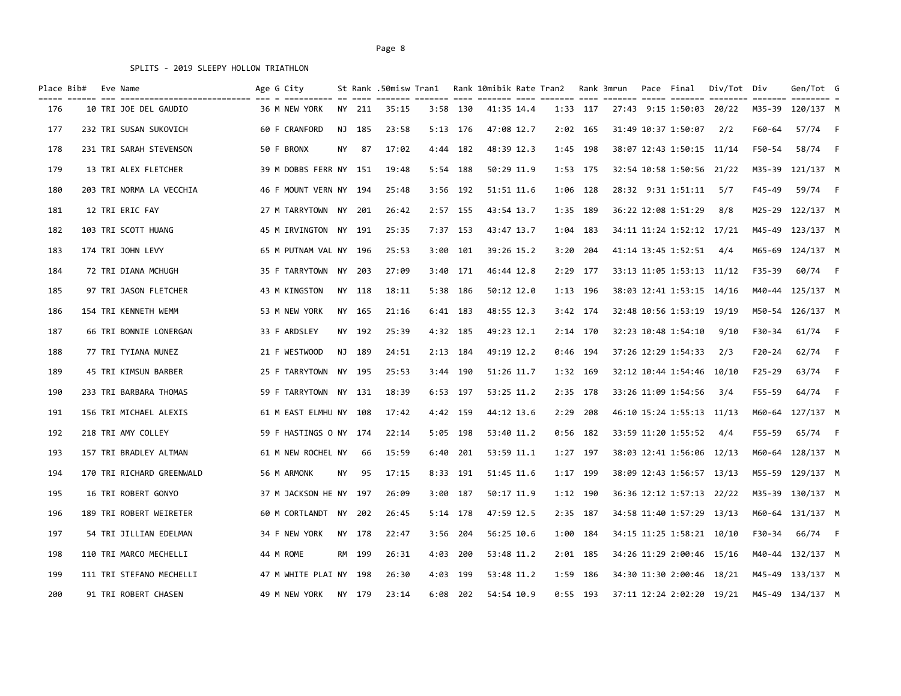SPLITS - 2019 SLEEPY HOLLOW TRIATHLON

| Place | Bib# | Eve | Name | Age | G | City | St | Rank | .50misw | Tran1 | Rank | 10mibik | Rate | Tran2 | Rank | 3mrun | Pace | Final | Div/Tot | Div | Gen/Tot | G |
|---|---|---|---|---|---|---|---|---|---|---|---|---|---|---|---|---|---|---|---|---|---|---|
| 176 | 10 | TRI | JOE DEL GAUDIO | 36 | M | NEW YORK | NY | 211 | 35:15 | 3:58 | 130 | 41:35 | 14.4 | 1:33 | 117 | 27:43 | 9:15 | 1:50:03 | 20/22 | M35-39 | 120/137 | M |
| 177 | 232 | TRI | SUSAN SUKOVICH | 60 | F | CRANFORD | NJ | 185 | 23:58 | 5:13 | 176 | 47:08 | 12.7 | 2:02 | 165 | 31:49 | 10:37 | 1:50:07 | 2/2 | F60-64 | 57/74 | F |
| 178 | 231 | TRI | SARAH STEVENSON | 50 | F | BRONX | NY | 87 | 17:02 | 4:44 | 182 | 48:39 | 12.3 | 1:45 | 198 | 38:07 | 12:43 | 1:50:15 | 11/14 | F50-54 | 58/74 | F |
| 179 | 13 | TRI | ALEX FLETCHER | 39 | M | DOBBS FERR | NY | 151 | 19:48 | 5:54 | 188 | 50:29 | 11.9 | 1:53 | 175 | 32:54 | 10:58 | 1:50:56 | 21/22 | M35-39 | 121/137 | M |
| 180 | 203 | TRI | NORMA LA VECCHIA | 46 | F | MOUNT VERN | NY | 194 | 25:48 | 3:56 | 192 | 51:51 | 11.6 | 1:06 | 128 | 28:32 | 9:31 | 1:51:11 | 5/7 | F45-49 | 59/74 | F |
| 181 | 12 | TRI | ERIC FAY | 27 | M | TARRYTOWN | NY | 201 | 26:42 | 2:57 | 155 | 43:54 | 13.7 | 1:35 | 189 | 36:22 | 12:08 | 1:51:29 | 8/8 | M25-29 | 122/137 | M |
| 182 | 103 | TRI | SCOTT HUANG | 45 | M | IRVINGTON | NY | 191 | 25:35 | 7:37 | 153 | 43:47 | 13.7 | 1:04 | 183 | 34:11 | 11:24 | 1:52:12 | 17/21 | M45-49 | 123/137 | M |
| 183 | 174 | TRI | JOHN LEVY | 65 | M | PUTNAM VAL | NY | 196 | 25:53 | 3:00 | 101 | 39:26 | 15.2 | 3:20 | 204 | 41:14 | 13:45 | 1:52:51 | 4/4 | M65-69 | 124/137 | M |
| 184 | 72 | TRI | DIANA MCHUGH | 35 | F | TARRYTOWN | NY | 203 | 27:09 | 3:40 | 171 | 46:44 | 12.8 | 2:29 | 177 | 33:13 | 11:05 | 1:53:13 | 11/12 | F35-39 | 60/74 | F |
| 185 | 97 | TRI | JASON FLETCHER | 43 | M | KINGSTON | NY | 118 | 18:11 | 5:38 | 186 | 50:12 | 12.0 | 1:13 | 196 | 38:03 | 12:41 | 1:53:15 | 14/16 | M40-44 | 125/137 | M |
| 186 | 154 | TRI | KENNETH WEMM | 53 | M | NEW YORK | NY | 165 | 21:16 | 6:41 | 183 | 48:55 | 12.3 | 3:42 | 174 | 32:48 | 10:56 | 1:53:19 | 19/19 | M50-54 | 126/137 | M |
| 187 | 66 | TRI | BONNIE LONERGAN | 33 | F | ARDSLEY | NY | 192 | 25:39 | 4:32 | 185 | 49:23 | 12.1 | 2:14 | 170 | 32:23 | 10:48 | 1:54:10 | 9/10 | F30-34 | 61/74 | F |
| 188 | 77 | TRI | TYIANA NUNEZ | 21 | F | WESTWOOD | NJ | 189 | 24:51 | 2:13 | 184 | 49:19 | 12.2 | 0:46 | 194 | 37:26 | 12:29 | 1:54:33 | 2/3 | F20-24 | 62/74 | F |
| 189 | 45 | TRI | KIMSUN BARBER | 25 | F | TARRYTOWN | NY | 195 | 25:53 | 3:44 | 190 | 51:26 | 11.7 | 1:32 | 169 | 32:12 | 10:44 | 1:54:46 | 10/10 | F25-29 | 63/74 | F |
| 190 | 233 | TRI | BARBARA THOMAS | 59 | F | TARRYTOWN | NY | 131 | 18:39 | 6:53 | 197 | 53:25 | 11.2 | 2:35 | 178 | 33:26 | 11:09 | 1:54:56 | 3/4 | F55-59 | 64/74 | F |
| 191 | 156 | TRI | MICHAEL ALEXIS | 61 | M | EAST ELMHU | NY | 108 | 17:42 | 4:42 | 159 | 44:12 | 13.6 | 2:29 | 208 | 46:10 | 15:24 | 1:55:13 | 11/13 | M60-64 | 127/137 | M |
| 192 | 218 | TRI | AMY COLLEY | 59 | F | HASTINGS O | NY | 174 | 22:14 | 5:05 | 198 | 53:40 | 11.2 | 0:56 | 182 | 33:59 | 11:20 | 1:55:52 | 4/4 | F55-59 | 65/74 | F |
| 193 | 157 | TRI | BRADLEY ALTMAN | 61 | M | NEW ROCHEL | NY | 66 | 15:59 | 6:40 | 201 | 53:59 | 11.1 | 1:27 | 197 | 38:03 | 12:41 | 1:56:06 | 12/13 | M60-64 | 128/137 | M |
| 194 | 170 | TRI | RICHARD GREENWALD | 56 | M | ARMONK | NY | 95 | 17:15 | 8:33 | 191 | 51:45 | 11.6 | 1:17 | 199 | 38:09 | 12:43 | 1:56:57 | 13/13 | M55-59 | 129/137 | M |
| 195 | 16 | TRI | ROBERT GONYO | 37 | M | JACKSON HE | NY | 197 | 26:09 | 3:00 | 187 | 50:17 | 11.9 | 1:12 | 190 | 36:36 | 12:12 | 1:57:13 | 22/22 | M35-39 | 130/137 | M |
| 196 | 189 | TRI | ROBERT WEIRETER | 60 | M | CORTLANDT | NY | 202 | 26:45 | 5:14 | 178 | 47:59 | 12.5 | 2:35 | 187 | 34:58 | 11:40 | 1:57:29 | 13/13 | M60-64 | 131/137 | M |
| 197 | 54 | TRI | JILLIAN EDELMAN | 34 | F | NEW YORK | NY | 178 | 22:47 | 3:56 | 204 | 56:25 | 10.6 | 1:00 | 184 | 34:15 | 11:25 | 1:58:21 | 10/10 | F30-34 | 66/74 | F |
| 198 | 110 | TRI | MARCO MECHELLI | 44 | M | ROME | RM | 199 | 26:31 | 4:03 | 200 | 53:48 | 11.2 | 2:01 | 185 | 34:26 | 11:29 | 2:00:46 | 15/16 | M40-44 | 132/137 | M |
| 199 | 111 | TRI | STEFANO MECHELLI | 47 | M | WHITE PLAI | NY | 198 | 26:30 | 4:03 | 199 | 53:48 | 11.2 | 1:59 | 186 | 34:30 | 11:30 | 2:00:46 | 18/21 | M45-49 | 133/137 | M |
| 200 | 91 | TRI | ROBERT CHASEN | 49 | M | NEW YORK | NY | 179 | 23:14 | 6:08 | 202 | 54:54 | 10.9 | 0:55 | 193 | 37:11 | 12:24 | 2:02:20 | 19/21 | M45-49 | 134/137 | M |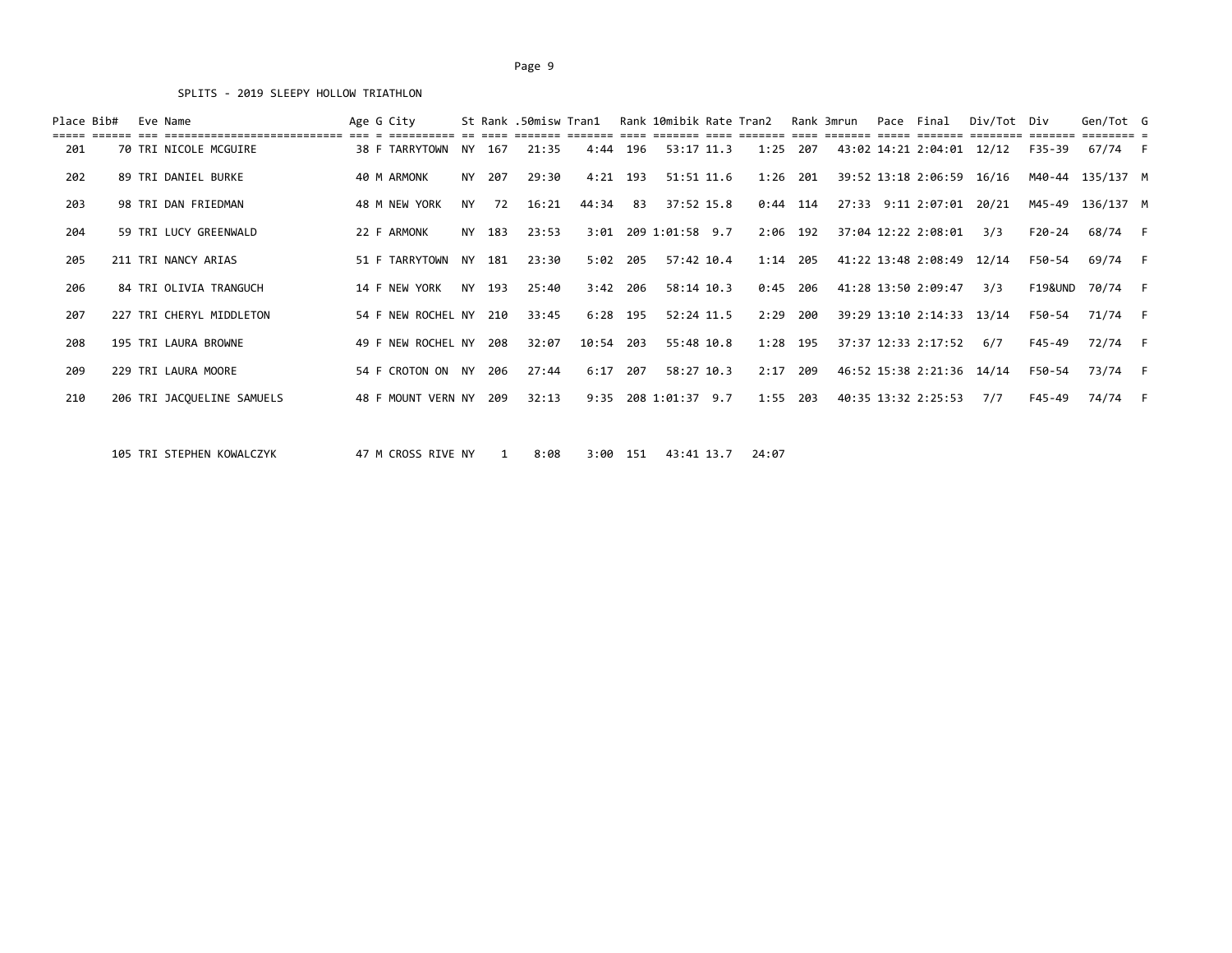SPLITS - 2019 SLEEPY HOLLOW TRIATHLON

| Place | Bib# | Eve | Name | Age | G | City | St | Rank | .50misw | Tran1 | Rank | 10mibik | Rate | Tran2 | Rank | 3mrun | Pace | Final | Div/Tot | Div | Gen/Tot | G |
|---|---|---|---|---|---|---|---|---|---|---|---|---|---|---|---|---|---|---|---|---|---|---|
| 201 | 70 | TRI | NICOLE MCGUIRE | 38 | F | TARRYTOWN | NY | 167 | 21:35 | 4:44 | 196 | 53:17 | 11.3 | 1:25 | 207 | 43:02 | 14:21 | 2:04:01 | 12/12 | F35-39 | 67/74 | F |
| 202 | 89 | TRI | DANIEL BURKE | 40 | M | ARMONK | NY | 207 | 29:30 | 4:21 | 193 | 51:51 | 11.6 | 1:26 | 201 | 39:52 | 13:18 | 2:06:59 | 16/16 | M40-44 | 135/137 | M |
| 203 | 98 | TRI | DAN FRIEDMAN | 48 | M | NEW YORK | NY | 72 | 16:21 | 44:34 | 83 | 37:52 | 15.8 | 0:44 | 114 | 27:33 | 9:11 | 2:07:01 | 20/21 | M45-49 | 136/137 | M |
| 204 | 59 | TRI | LUCY GREENWALD | 22 | F | ARMONK | NY | 183 | 23:53 | 3:01 | 209 | 1:01:58 | 9.7 | 2:06 | 192 | 37:04 | 12:22 | 2:08:01 | 3/3 | F20-24 | 68/74 | F |
| 205 | 211 | TRI | NANCY ARIAS | 51 | F | TARRYTOWN | NY | 181 | 23:30 | 5:02 | 205 | 57:42 | 10.4 | 1:14 | 205 | 41:22 | 13:48 | 2:08:49 | 12/14 | F50-54 | 69/74 | F |
| 206 | 84 | TRI | OLIVIA TRANGUCH | 14 | F | NEW YORK | NY | 193 | 25:40 | 3:42 | 206 | 58:14 | 10.3 | 0:45 | 206 | 41:28 | 13:50 | 2:09:47 | 3/3 | F19&UND | 70/74 | F |
| 207 | 227 | TRI | CHERYL MIDDLETON | 54 | F | NEW ROCHEL | NY | 210 | 33:45 | 6:28 | 195 | 52:24 | 11.5 | 2:29 | 200 | 39:29 | 13:10 | 2:14:33 | 13/14 | F50-54 | 71/74 | F |
| 208 | 195 | TRI | LAURA BROWNE | 49 | F | NEW ROCHEL | NY | 208 | 32:07 | 10:54 | 203 | 55:48 | 10.8 | 1:28 | 195 | 37:37 | 12:33 | 2:17:52 | 6/7 | F45-49 | 72/74 | F |
| 209 | 229 | TRI | LAURA MOORE | 54 | F | CROTON ON | NY | 206 | 27:44 | 6:17 | 207 | 58:27 | 10.3 | 2:17 | 209 | 46:52 | 15:38 | 2:21:36 | 14/14 | F50-54 | 73/74 | F |
| 210 | 206 | TRI | JACQUELINE SAMUELS | 48 | F | MOUNT VERN | NY | 209 | 32:13 | 9:35 | 208 | 1:01:37 | 9.7 | 1:55 | 203 | 40:35 | 13:32 | 2:25:53 | 7/7 | F45-49 | 74/74 | F |
| | 105 | TRI | STEPHEN KOWALCZYK | 47 | M | CROSS RIVE | NY | 1 | 8:08 | 3:00 | 151 | 43:41 | 13.7 | 24:07 | | | | | | | | |